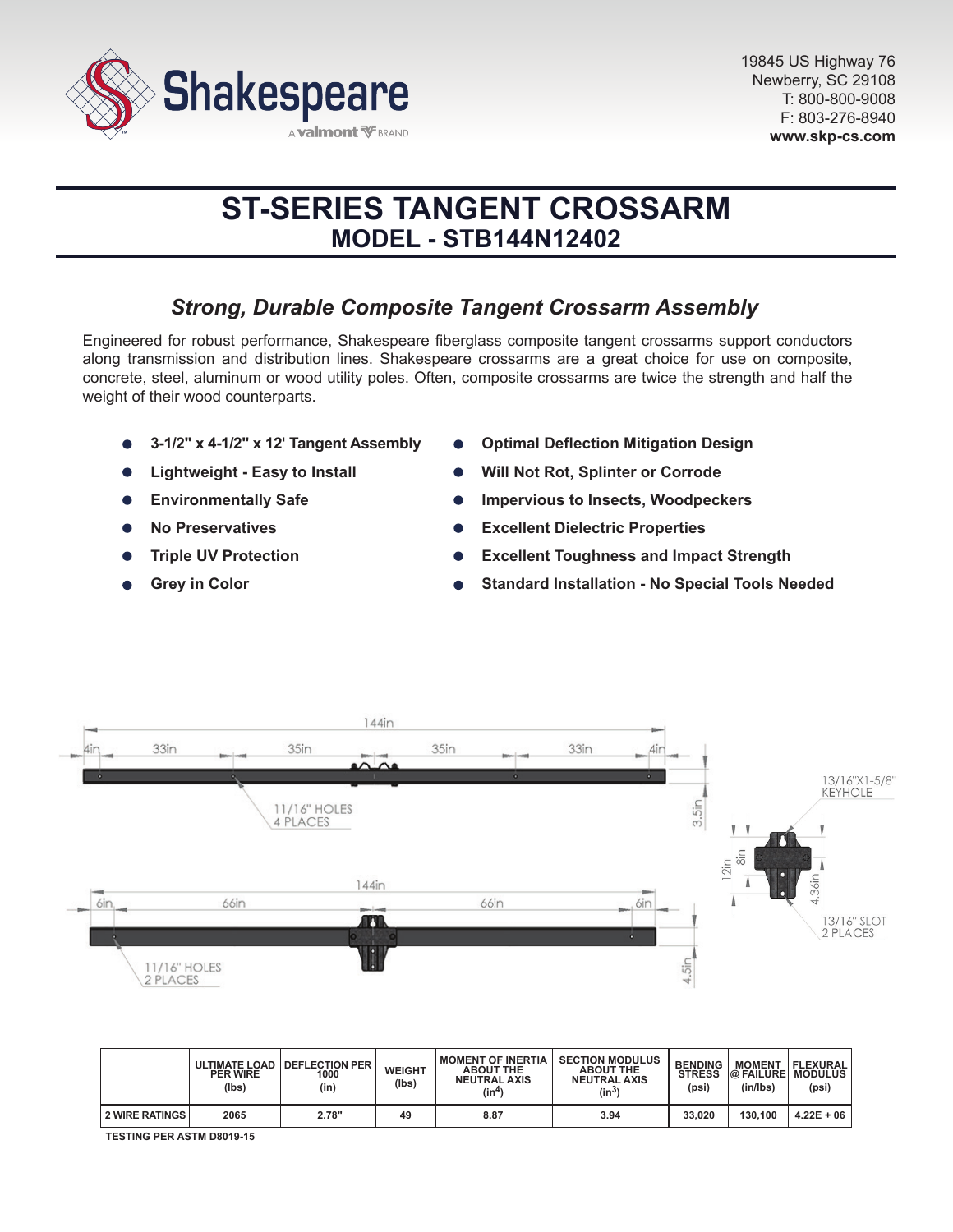19845 US Highway 76
Newberry, SC 29108
T: 800-800-9008
F: 803-276-8940
**www.skp-cs.com**

# ST-SERIES TANGENT CROSSARM
## MODEL - STB144N12402

### *Strong, Durable Composite Tangent Crossarm Assembly*

Engineered for robust performance, Shakespeare fiberglass composite tangent crossarms support conductors along transmission and distribution lines. Shakespeare crossarms are a great choice for use on composite, concrete, steel, aluminum or wood utility poles. Often, composite crossarms are twice the strength and half the weight of their wood counterparts.

- **3-1/2" x 4-1/2" x 12' Tangent Assembly**
- **Lightweight - Easy to Install**
- **Environmentally Safe**
- **No Preservatives**
- **Triple UV Protection**
- **Grey in Color**
- **Optimal Deflection Mitigation Design**
- **Will Not Rot, Splinter or Corrode**
- **Impervious to Insects, Woodpeckers**
- **Excellent Dielectric Properties**
- **Excellent Toughness and Impact Strength**
- **Standard Installation - No Special Tools Needed**

144in
4in 33in 35in 35in 33in 4in
11/16" HOLES
4 PLACES
3.5in
13/16"X1-5/8"
KEYHOLE
12in 8in 4.36in
13/16" SLOT
2 PLACES
144in
6in 66in 66in 6in
11/16" HOLES
2 PLACES
4.5in

| | ULTIMATE LOAD PER WIRE (lbs) | DEFLECTION PER 1000 (in) | WEIGHT (lbs) | MOMENT OF INERTIA ABOUT THE NEUTRAL AXIS ($in^4$) | SECTION MODULUS ABOUT THE NEUTRAL AXIS ($in^3$) | BENDING STRESS (psi) | MOMENT @ FAILURE (in/lbs) | FLEXURAL MODULUS (psi) |
|---|---|---|---|---|---|---|---|---|
| 2 WIRE RATINGS | 2065 | 2.78" | 49 | 8.87 | 3.94 | 33,020 | 130,100 | 4.22E + 06 |

TESTING PER ASTM D8019-15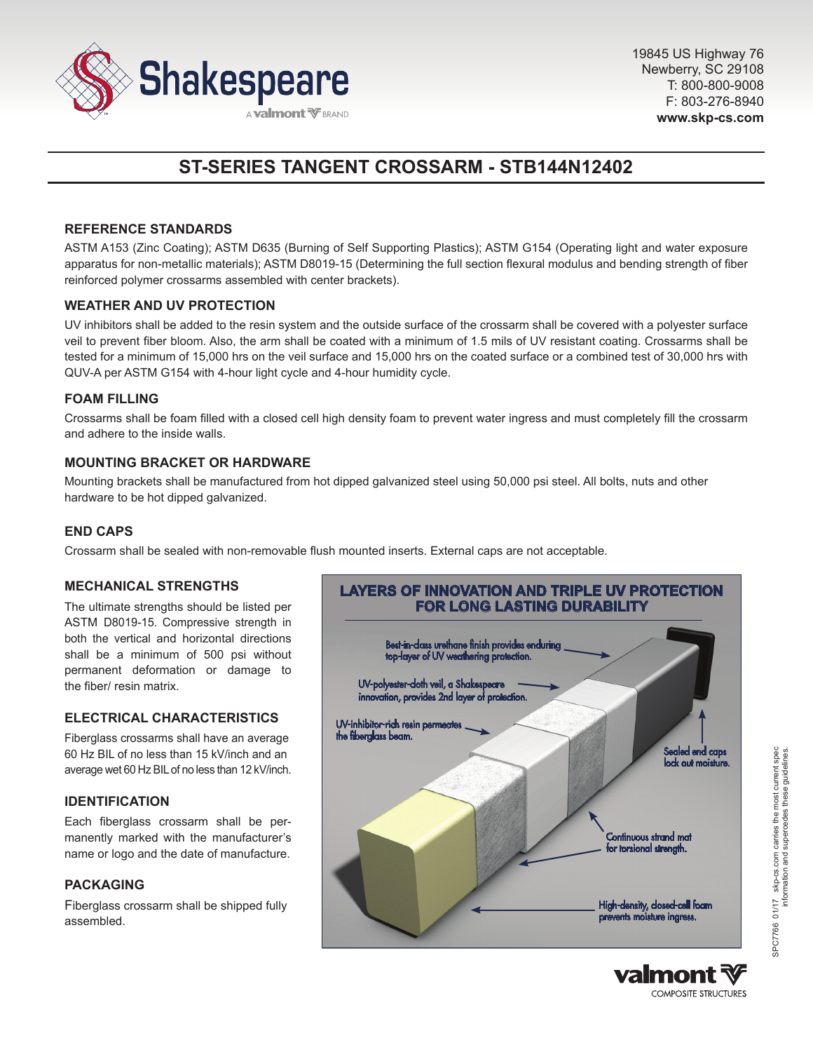19845 US Highway 76
Newberry, SC 29108
T: 800-800-9008
F: 803-276-8940
**www.skp-cs.com**

# ST-SERIES TANGENT CROSSARM - STB144N12402

## REFERENCE STANDARDS

ASTM A153 (Zinc Coating); ASTM D635 (Burning of Self Supporting Plastics); ASTM G154 (Operating light and water exposure apparatus for non-metallic materials); ASTM D8019-15 (Determining the full section flexural modulus and bending strength of fiber reinforced polymer crossarms assembled with center brackets).

## WEATHER AND UV PROTECTION

UV inhibitors shall be added to the resin system and the outside surface of the crossarm shall be covered with a polyester surface veil to prevent fiber bloom. Also, the arm shall be coated with a minimum of 1.5 mils of UV resistant coating. Crossarms shall be tested for a minimum of 15,000 hrs on the veil surface and 15,000 hrs on the coated surface or a combined test of 30,000 hrs with QUV-A per ASTM G154 with 4-hour light cycle and 4-hour humidity cycle.

## FOAM FILLING

Crossarms shall be foam filled with a closed cell high density foam to prevent water ingress and must completely fill the crossarm and adhere to the inside walls.

## MOUNTING BRACKET OR HARDWARE

Mounting brackets shall be manufactured from hot dipped galvanized steel using 50,000 psi steel. All bolts, nuts and other hardware to be hot dipped galvanized.

## END CAPS

Crossarm shall be sealed with non-removable flush mounted inserts. External caps are not acceptable.

## MECHANICAL STRENGTHS

The ultimate strengths should be listed per ASTM D8019-15. Compressive strength in both the vertical and horizontal directions shall be a minimum of 500 psi without permanent deformation or damage to the fiber/ resin matrix.

## ELECTRICAL CHARACTERISTICS

Fiberglass crossarms shall have an average 60 Hz BIL of no less than 15 kV/inch and an average wet 60 Hz BIL of no less than 12 kV/inch.

## IDENTIFICATION

Each fiberglass crossarm shall be permanently marked with the manufacturer's name or logo and the date of manufacture.

## PACKAGING

Fiberglass crossarm shall be shipped fully assembled.

LAYERS OF INNOVATION AND TRIPLE UV PROTECTION FOR LONG LASTING DURABILITY

Best-in-class urethane finish provides enduring top-layer of UV weathering protection.

UV-polyester-cloth veil, a Shakespeare innovation, provides 2nd layer of protection.

UV-inhibitor-rich resin permeates the fiberglass beam.

Sealed end caps lock out moisture.

Continuous strand mat for torsional strength.

High-density, closed-cell foam prevents moisture ingress.

SPC7766 01/17 skp-cs.com carries the most current spec information and supercedes these guidelines.